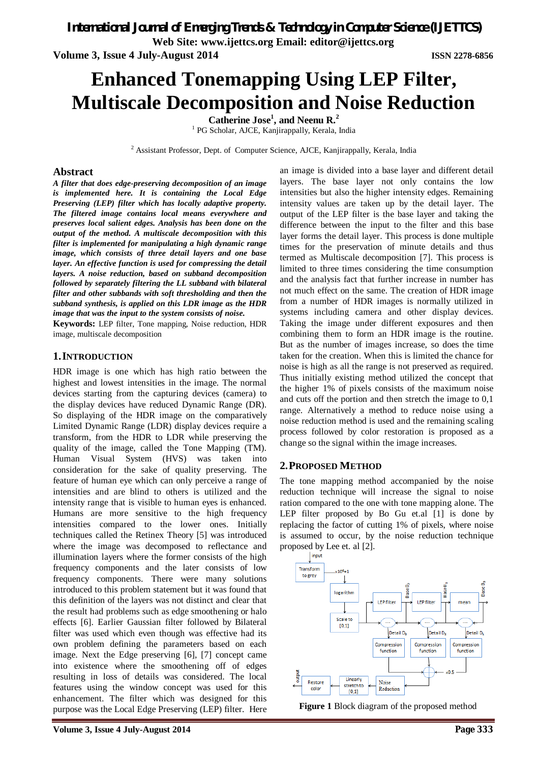# Enhanced Tonemapping Using LEP Filter, Multiscale Decomposition and Noise Reduction

**Catherine Jose[1], and Neenu R.[2]**

[1] PG Scholar, AJCE, Kanjirappally, Kerala, India

[2] Assistant Professor, Dept. of Computer Science, AJCE, Kanjirappally, Kerala, India

## Abstract

***A filter that does edge-preserving decomposition of an image is implemented here. It is containing the Local Edge Preserving (LEP) filter which has locally adaptive property. The filtered image contains local means everywhere and preserves local salient edges. Analysis has been done on the output of the method. A multiscale decomposition with this filter is implemented for manipulating a high dynamic range image, which consists of three detail layers and one base layer. An effective function is used for compressing the detail layers. A noise reduction, based on subband decomposition followed by separately filtering the LL subband with bilateral filter and other subbands with soft thresholding and then the subband synthesis, is applied on this LDR image as the HDR image that was the input to the system consists of noise.***

**Keywords:** LEP filter, Tone mapping, Noise reduction, HDR image, multiscale decomposition

## 1. INTRODUCTION

HDR image is one which has high ratio between the highest and lowest intensities in the image. The normal devices starting from the capturing devices (camera) to the display devices have reduced Dynamic Range (DR). So displaying of the HDR image on the comparatively Limited Dynamic Range (LDR) display devices require a transform, from the HDR to LDR while preserving the quality of the image, called the Tone Mapping (TM). Human Visual System (HVS) was taken into consideration for the sake of quality preserving. The feature of human eye which can only perceive a range of intensities and are blind to others is utilized and the intensity range that is visible to human eyes is enhanced. Humans are more sensitive to the high frequency intensities compared to the lower ones. Initially techniques called the Retinex Theory [5] was introduced where the image was decomposed to reflectance and illumination layers where the former consists of the high frequency components and the later consists of low frequency components. There were many solutions introduced to this problem statement but it was found that this definition of the layers was not distinct and clear that the result had problems such as edge smoothening or halo effects [6]. Earlier Gaussian filter followed by Bilateral filter was used which even though was effective had its own problem defining the parameters based on each image. Next the Edge preserving [6], [7] concept came into existence where the smoothening off of edges resulting in loss of details was considered. The local features using the window concept was used for this enhancement. The filter which was designed for this purpose was the Local Edge Preserving (LEP) filter. Here an image is divided into a base layer and different detail layers. The base layer not only contains the low intensities but also the higher intensity edges. Remaining intensity values are taken up by the detail layer. The output of the LEP filter is the base layer and taking the difference between the input to the filter and this base layer forms the detail layer. This process is done multiple times for the preservation of minute details and thus termed as Multiscale decomposition [7]. This process is limited to three times considering the time consumption and the analysis fact that further increase in number has not much effect on the same. The creation of HDR image from a number of HDR images is normally utilized in systems including camera and other display devices. Taking the image under different exposures and then combining them to form an HDR image is the routine. But as the number of images increase, so does the time taken for the creation. When this is limited the chance for noise is high as all the range is not preserved as required. Thus initially existing method utilized the concept that the higher 1% of pixels consists of the maximum noise and cuts off the portion and then stretch the image to 0,1 range. Alternatively a method to reduce noise using a noise reduction method is used and the remaining scaling process followed by color restoration is proposed as a change so the signal within the image increases.

## 2. PROPOSED METHOD

The tone mapping method accompanied by the noise reduction technique will increase the signal to noise ration compared to the one with tone mapping alone. The LEP filter proposed by Bo Gu et.al [1] is done by replacing the factor of cutting 1% of pixels, where noise is assumed to occur, by the noise reduction technique proposed by Lee et. al [2].

**Figure 1** Block diagram of the proposed method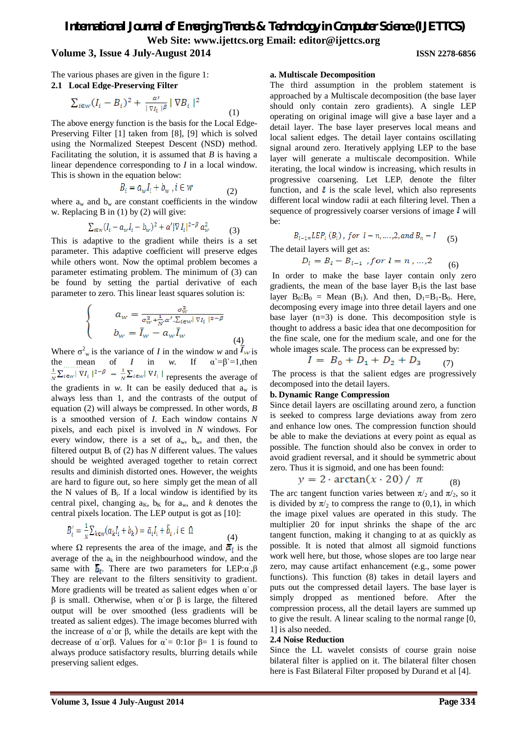The various phases are given in the figure 1:

### 2.1 Local Edge-Preserving Filter

$$\sum_{i\in w}(I_i - B_i)^2 + \frac{\alpha'}{|\nabla I_i|^\beta}|\nabla B_i|^2 \quad (1)$$

The above energy function is the basis for the Local Edge-Preserving Filter [1] taken from [8], [9] which is solved using the Normalized Steepest Descent (NSD) method. Facilitating the solution, it is assumed that $B$ is having a linear dependence corresponding to $I$ in a local window. This is shown in the equation below:

$$B_i = a_w I_i + b_w, i \in w \quad (2)$$

where $a_w$ and $b_w$ are constant coefficients in the window w. Replacing B in (1) by (2) will give:

$$\sum_{i\in w}(I_i - a_w I_i - b_w)^2 + \alpha' |\nabla I_i|^{2-\beta} a_w^2 \quad (3)$$

This is adaptive to the gradient while theirs is a set parameter. This adaptive coefficient will preserve edges while others wont. Now the optimal problem becomes a parameter estimating problem. The minimum of (3) can be found by setting the partial derivative of each parameter to zero. This linear least squares solution is:

$$\begin{cases} a_w = \frac{\sigma_w^2}{\sigma_w^2 + \frac{1}{N}\alpha'.\sum_{i\in w}|\nabla I_i|^{2-\beta}} \\ b_w = \bar{I}_w - a_w \bar{I}_w \end{cases} \quad (4)$$

Where $\sigma^2_w$ is the variance of $I$ in the window $w$ and $\bar{I}_w$ is the mean of $I$ in $w$. If $\alpha'=\beta'=1$,then $\frac{1}{N}\sum_{i\in w}|\nabla I_i|^{2-\beta} = \frac{1}{N}\sum_{i\in w}|\nabla I_i|$ represents the average of the gradients in $w$. It can be easily deduced that $a_w$ is always less than 1, and the contrasts of the output of equation (2) will always be compressed. In other words, $B$ is a smoothed version of $I$. Each window contains $N$ pixels, and each pixel is involved in $N$ windows. For every window, there is a set of $a_w$, $b_w$, and then, the filtered output $B_i$ of (2) has $N$ different values. The values should be weighted averaged together to retain correct results and diminish distorted ones. However, the weights are hard to figure out, so here simply get the mean of all the N values of $B_i$. If a local window is identified by its central pixel, changing $a_K$, $b_K$ for $a_w$, and $k$ denotes the central pixels location. The LEP output is got as [10]:

$$B_i' = \frac{1}{N}\sum_{k\in w}(a_k I_i + b_k) = \bar{a}_i I_i + \bar{b}_i, i \in \Omega \quad (4)$$

where $\Omega$ represents the area of the image, and $\bar{a}_i$ is the average of the $a_k$ in the neighbourhood window, and the same with $\bar{b}_i$. There are two parameters for LEP:$\alpha$`,$\beta$ They are relevant to the filters sensitivity to gradient. More gradients will be treated as salient edges when $\alpha$`or $\beta$ is small. Otherwise, when $\alpha$`or $\beta$ is large, the filtered output will be over smoothed (less gradients will be treated as salient edges). The image becomes blurred with the increase of $\alpha$`or $\beta$, while the details are kept with the decrease of $\alpha$`or$\beta$. Values for $\alpha$`= 0:1or $\beta$= 1 is found to always produce satisfactory results, blurring details while preserving salient edges.

#### a. Multiscale Decomposition

The third assumption in the problem statement is approached by a Multiscale decomposition (the base layer should only contain zero gradients). A single LEP operating on original image will give a base layer and a detail layer. The base layer preserves local means and local salient edges. The detail layer contains oscillating signal around zero. Iteratively applying LEP to the base layer will generate a multiscale decomposition. While iterating, the local window is increasing, which results in progressive coarsening. Let $LEP_i$ denote the filter function, and $l$ is the scale level, which also represents different local window radii at each filtering level. Then a sequence of progressively coarser versions of image $I$ will be:

$$B_{l-1} = LEP_l(B_l), \text{ for } l = n, \ldots, 2, \text{and } B_n = I \quad (5)$$

The detail layers will get as:

$$D_l = B_l - B_{l-1}, \text{ for } l = n, \ldots, 2 \quad (6)$$

In order to make the base layer contain only zero gradients, the mean of the base layer $B_1$is the last base layer $B_0$:$B_0$ = Mean ($B_1$). And then, $D_1$=$B_1$-$B_0$. Here, decomposing every image into three detail layers and one base layer (n=3) is done. This decomposition style is thought to address a basic idea that one decomposition for the fine scale, one for the medium scale, and one for the whole images scale. The process can be expressed by:

$$I = B_0 + D_1 + D_2 + D_3 \quad (7)$$

The process is that the salient edges are progressively decomposed into the detail layers.

#### b. Dynamic Range Compression

Since detail layers are oscillating around zero, a function is seeked to compress large deviations away from zero and enhance low ones. The compression function should be able to make the deviations at every point as equal as possible. The function should also be convex in order to avoid gradient reversal, and it should be symmetric about zero. Thus it is sigmoid, and one has been found:

$$y = 2 \cdot \arctan(x \cdot 20) / \pi \quad (8)$$

The arc tangent function varies between $\pi/_2$ and $\pi/_2$, so it is divided by $\pi/_2$ to compress the range to (0,1), in which the image pixel values are operated in this study. The multiplier 20 for input shrinks the shape of the arc tangent function, making it changing to at as quickly as possible. It is noted that almost all sigmoid functions work well here, but those, whose slopes are too large near zero, may cause artifact enhancement (e.g., some power functions). This function (8) takes in detail layers and puts out the compressed detail layers. The base layer is simply dropped as mentioned before. After the compression process, all the detail layers are summed up to give the result. A linear scaling to the normal range [0, 1] is also needed.

### 2.4 Noise Reduction

Since the LL wavelet consists of course grain noise bilateral filter is applied on it. The bilateral filter chosen here is Fast Bilateral Filter proposed by Durand et al [4].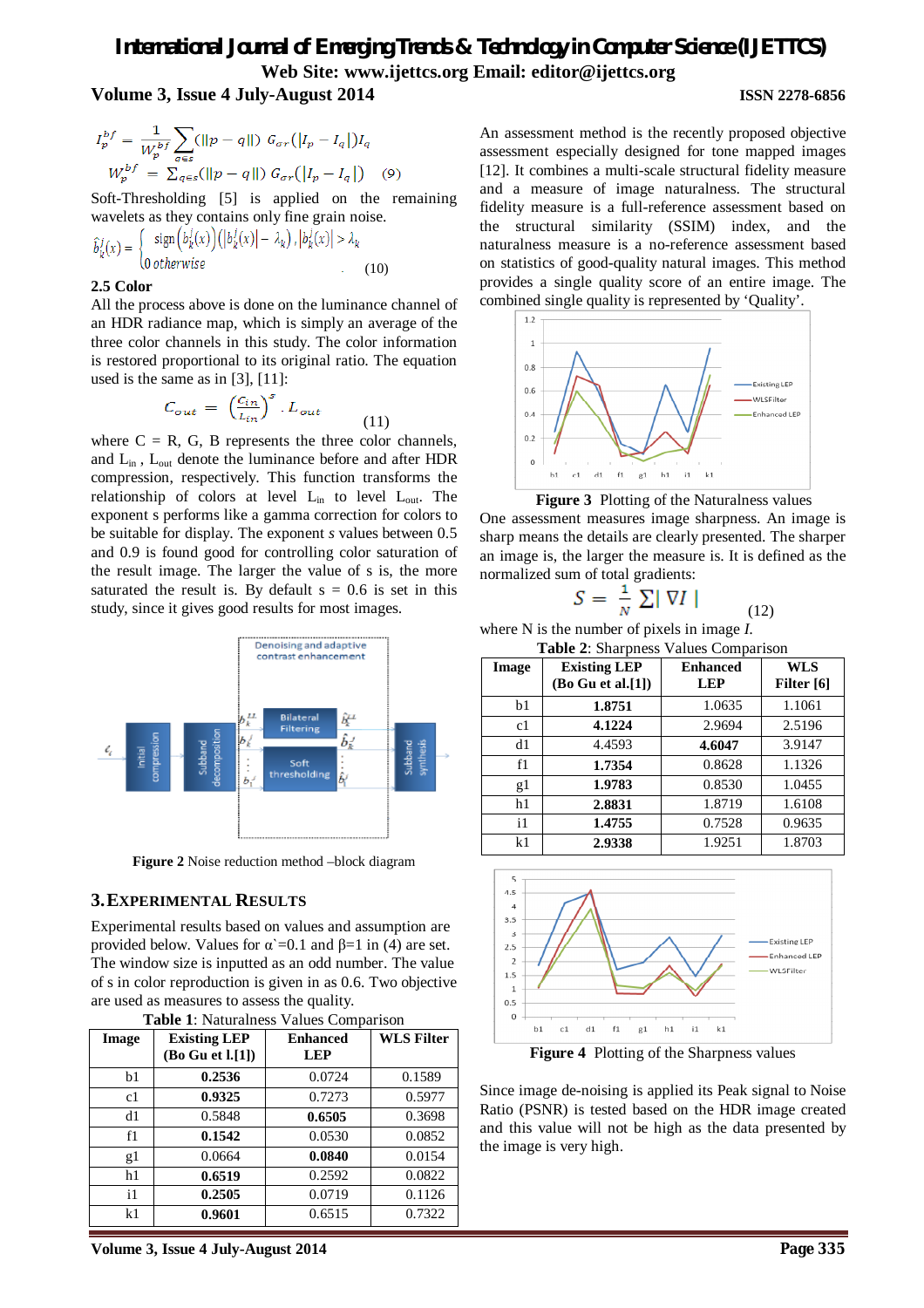$$I_p^{bf} = \frac{1}{W_p^{bf}} \sum_{q \in s} (\|p - q\|) \; G_{\sigma r}(|I_p - I_q|) I_q$$

$$W_p^{bf} = \sum_{q \in s} (\|p - q\|) \; G_{\sigma r}(|I_p - I_q|) \quad (9)$$

Soft-Thresholding [5] is applied on the remaining wavelets as they contains only fine grain noise.

$$\hat{b}_k^j(x) = \begin{cases} \text{sign}\left(b_k^j(x)\right)\left(\left|b_k^j(x)\right| - \lambda_k\right), \left|b_k^j(x)\right| > \lambda_k \\ 0 \; otherwise \end{cases} \quad (10)$$

### 2.5 Color

All the process above is done on the luminance channel of an HDR radiance map, which is simply an average of the three color channels in this study. The color information is restored proportional to its original ratio. The equation used is the same as in [3], [11]:

$$C_{out} = \left(\frac{C_{in}}{L_{in}}\right)^s . L_{out} \quad (11)$$

where C = R, G, B represents the three color channels, and $L_{in}$, $L_{out}$ denote the luminance before and after HDR compression, respectively. This function transforms the relationship of colors at level $L_{in}$ to level $L_{out}$. The exponent s performs like a gamma correction for colors to be suitable for display. The exponent *s* values between 0.5 and 0.9 is found good for controlling color saturation of the result image. The larger the value of s is, the more saturated the result is. By default s = 0.6 is set in this study, since it gives good results for most images.

Figure 2 Noise reduction method –block diagram

## 3. Experimental Results

Experimental results based on values and assumption are provided below. Values for α`=0.1 and β=1 in (4) are set. The window size is inputted as an odd number. The value of s in color reproduction is given in as 0.6. Two objective are used as measures to assess the quality.

**Table 1**: Naturalness Values Comparison

| Image | Existing LEP (Bo Gu et l.[1]) | Enhanced LEP | WLS Filter |
|---|---|---|---|
| b1 | **0.2536** | 0.0724 | 0.1589 |
| c1 | **0.9325** | 0.7273 | 0.5977 |
| d1 | 0.5848 | **0.6505** | 0.3698 |
| f1 | **0.1542** | 0.0530 | 0.0852 |
| g1 | 0.0664 | **0.0840** | 0.0154 |
| h1 | **0.6519** | 0.2592 | 0.0822 |
| i1 | **0.2505** | 0.0719 | 0.1126 |
| k1 | **0.9601** | 0.6515 | 0.7322 |

An assessment method is the recently proposed objective assessment especially designed for tone mapped images [12]. It combines a multi-scale structural fidelity measure and a measure of image naturalness. The structural fidelity measure is a full-reference assessment based on the structural similarity (SSIM) index, and the naturalness measure is a no-reference assessment based on statistics of good-quality natural images. This method provides a single quality score of an entire image. The combined single quality is represented by 'Quality'.

**Figure 3** Plotting of the Naturalness values

One assessment measures image sharpness. An image is sharp means the details are clearly presented. The sharper an image is, the larger the measure is. It is defined as the normalized sum of total gradients:

$$S = \frac{1}{N} \sum |\nabla I| \quad (12)$$

where N is the number of pixels in image *I*.

**Table 2**: Sharpness Values Comparison

| Image | Existing LEP (Bo Gu et al.[1]) | Enhanced LEP | WLS Filter [6] |
|---|---|---|---|
| b1 | **1.8751** | 1.0635 | 1.1061 |
| c1 | **4.1224** | 2.9694 | 2.5196 |
| d1 | 4.4593 | **4.6047** | 3.9147 |
| f1 | **1.7354** | 0.8628 | 1.1326 |
| g1 | **1.9783** | 0.8530 | 1.0455 |
| h1 | **2.8831** | 1.8719 | 1.6108 |
| i1 | **1.4755** | 0.7528 | 0.9635 |
| k1 | **2.9338** | 1.9251 | 1.8703 |

**Figure 4** Plotting of the Sharpness values

Since image de-noising is applied its Peak signal to Noise Ratio (PSNR) is tested based on the HDR image created and this value will not be high as the data presented by the image is very high.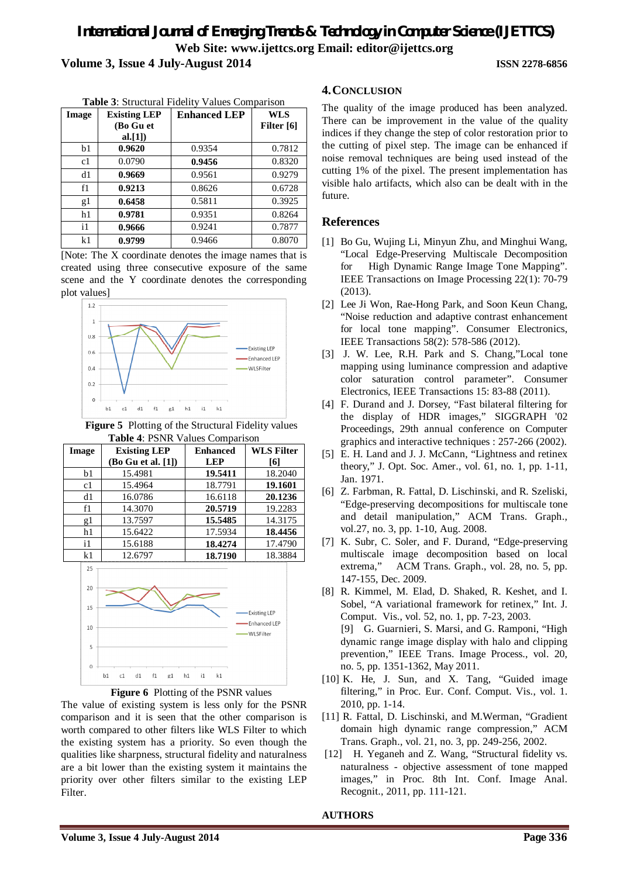**Table 3**: Structural Fidelity Values Comparison

| Image | Existing LEP (Bo Gu et al.[1]) | Enhanced LEP | WLS Filter [6] |
|---|---|---|---|
| b1 | **0.9620** | 0.9354 | 0.7812 |
| c1 | 0.0790 | **0.9456** | 0.8320 |
| d1 | **0.9669** | 0.9561 | 0.9279 |
| f1 | **0.9213** | 0.8626 | 0.6728 |
| g1 | **0.6458** | 0.5811 | 0.3925 |
| h1 | **0.9781** | 0.9351 | 0.8264 |
| i1 | **0.9666** | 0.9241 | 0.7877 |
| k1 | **0.9799** | 0.9466 | 0.8070 |

[Note: The X coordinate denotes the image names that is created using three consecutive exposure of the same scene and the Y coordinate denotes the corresponding plot values]

**Figure 5** Plotting of the Structural Fidelity values

**Table 4**: PSNR Values Comparison

| Image | Existing LEP (Bo Gu et al. [1]) | Enhanced LEP | WLS Filter [6] |
|---|---|---|---|
| b1 | 15.4981 | **19.5411** | 18.2040 |
| c1 | 15.4964 | 18.7791 | **19.1601** |
| d1 | 16.0786 | 16.6118 | **20.1236** |
| f1 | 14.3070 | **20.5719** | 19.2283 |
| g1 | 13.7597 | **15.5485** | 14.3175 |
| h1 | 15.6422 | 17.5934 | **18.4456** |
| i1 | 15.6188 | **18.4274** | 17.4790 |
| k1 | 12.6797 | **18.7190** | 18.3884 |

**Figure 6** Plotting of the PSNR values

The value of existing system is less only for the PSNR comparison and it is seen that the other comparison is worth compared to other filters like WLS Filter to which the existing system has a priority. So even though the qualities like sharpness, structural fidelity and naturalness are a bit lower than the existing system it maintains the priority over other filters similar to the existing LEP Filter.

## 4. CONCLUSION

The quality of the image produced has been analyzed. There can be improvement in the value of the quality indices if they change the step of color restoration prior to the cutting of pixel step. The image can be enhanced if noise removal techniques are being used instead of the cutting 1% of the pixel. The present implementation has visible halo artifacts, which also can be dealt with in the future.

## References

[1] Bo Gu, Wujing Li, Minyun Zhu, and Minghui Wang, "Local Edge-Preserving Multiscale Decomposition for High Dynamic Range Image Tone Mapping". IEEE Transactions on Image Processing 22(1): 70-79 (2013).

[2] Lee Ji Won, Rae-Hong Park, and Soon Keun Chang, "Noise reduction and adaptive contrast enhancement for local tone mapping". Consumer Electronics, IEEE Transactions 58(2): 578-586 (2012).

[3] J. W. Lee, R.H. Park and S. Chang,"Local tone mapping using luminance compression and adaptive color saturation control parameter". Consumer Electronics, IEEE Transactions 15: 83-88 (2011).

[4] F. Durand and J. Dorsey, "Fast bilateral filtering for the display of HDR images," SIGGRAPH '02 Proceedings, 29th annual conference on Computer graphics and interactive techniques : 257-266 (2002).

[5] E. H. Land and J. J. McCann, "Lightness and retinex theory," J. Opt. Soc. Amer., vol. 61, no. 1, pp. 1-11, Jan. 1971.

[6] Z. Farbman, R. Fattal, D. Lischinski, and R. Szeliski, "Edge-preserving decompositions for multiscale tone and detail manipulation," ACM Trans. Graph., vol.27, no. 3, pp. 1-10, Aug. 2008.

[7] K. Subr, C. Soler, and F. Durand, "Edge-preserving multiscale image decomposition based on local extrema," ACM Trans. Graph., vol. 28, no. 5, pp. 147-155, Dec. 2009.

[8] R. Kimmel, M. Elad, D. Shaked, R. Keshet, and I. Sobel, "A variational framework for retinex," Int. J. Comput. Vis., vol. 52, no. 1, pp. 7-23, 2003.

[9] G. Guarnieri, S. Marsi, and G. Ramponi, "High dynamic range image display with halo and clipping prevention," IEEE Trans. Image Process., vol. 20, no. 5, pp. 1351-1362, May 2011.

[10] K. He, J. Sun, and X. Tang, "Guided image filtering," in Proc. Eur. Conf. Comput. Vis., vol. 1. 2010, pp. 1-14.

[11] R. Fattal, D. Lischinski, and M.Werman, "Gradient domain high dynamic range compression," ACM Trans. Graph., vol. 21, no. 3, pp. 249-256, 2002.

[12] H. Yeganeh and Z. Wang, "Structural fidelity vs. naturalness - objective assessment of tone mapped images," in Proc. 8th Int. Conf. Image Anal. Recognit., 2011, pp. 111-121.

**AUTHORS**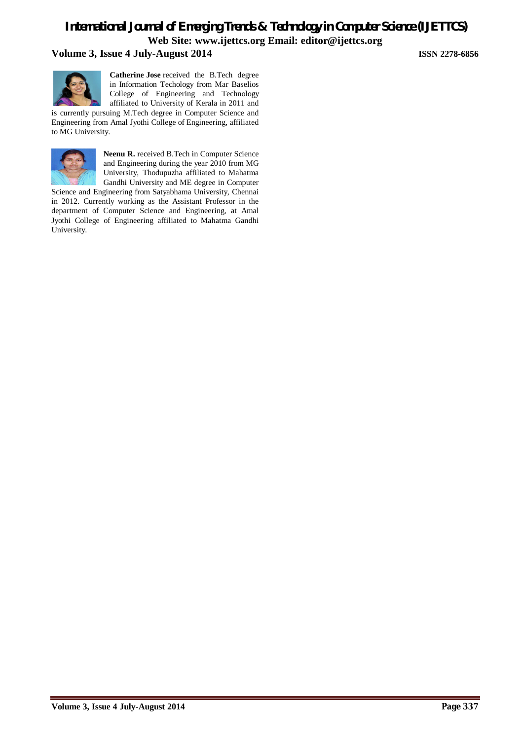**Catherine Jose** received the B.Tech degree in Information Techology from Mar Baselios College of Engineering and Technology affiliated to University of Kerala in 2011 and is currently pursuing M.Tech degree in Computer Science and Engineering from Amal Jyothi College of Engineering, affiliated to MG University.

**Neenu R.** received B.Tech in Computer Science and Engineering during the year 2010 from MG University, Thodupuzha affiliated to Mahatma Gandhi University and ME degree in Computer Science and Engineering from Satyabhama University, Chennai in 2012. Currently working as the Assistant Professor in the department of Computer Science and Engineering, at Amal Jyothi College of Engineering affiliated to Mahatma Gandhi University.